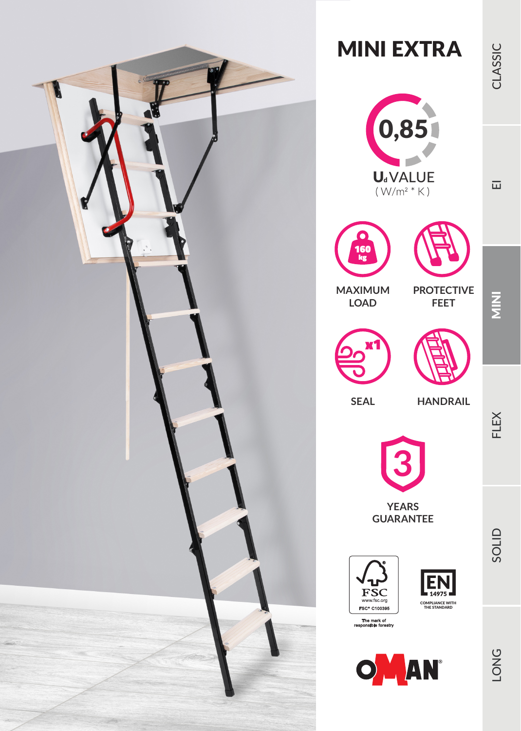# MINI EXTRA

0,85

$U_d$ VALUE
( W/m² * K )

160 kg

MAXIMUM LOAD

PROTECTIVE FEET

x1

SEAL

HANDRAIL

3

YEARS GUARANTEE

FSC
www.fsc.org
FSC® C100395
The mark of responsible forestry

EN 14975
COMPLIANCE WITH THE STANDARD

OMAN®

CLASSIC

EI

MINI

FLEX

SOLID

LONG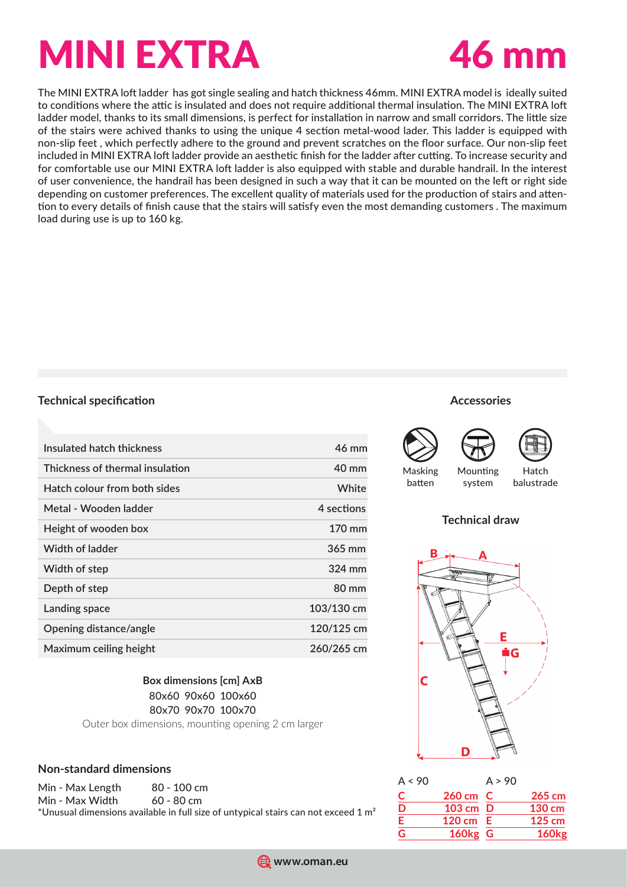# MINI EXTRA 46 mm

The MINI EXTRA loft ladder has got single sealing and hatch thickness 46mm. MINI EXTRA model is ideally suited to conditions where the attic is insulated and does not require additional thermal insulation. The MINI EXTRA loft ladder model, thanks to its small dimensions, is perfect for installation in narrow and small corridors. The little size of the stairs were achived thanks to using the unique 4 section metal-wood lader. This ladder is equipped with non-slip feet , which perfectly adhere to the ground and prevent scratches on the floor surface. Our non-slip feet included in MINI EXTRA loft ladder provide an aesthetic finish for the ladder after cutting. To increase security and for comfortable use our MINI EXTRA loft ladder is also equipped with stable and durable handrail. In the interest of user convenience, the handrail has been designed in such a way that it can be mounted on the left or right side depending on customer preferences. The excellent quality of materials used for the production of stairs and attention to every details of finish cause that the stairs will satisfy even the most demanding customers . The maximum load during use is up to 160 kg.

## Technical specification

| | |
|---|---|
| Insulated hatch thickness | 46 mm |
| Thickness of thermal insulation | 40 mm |
| Hatch colour from both sides | White |
| Metal - Wooden ladder | 4 sections |
| Height of wooden box | 170 mm |
| Width of ladder | 365 mm |
| Width of step | 324 mm |
| Depth of step | 80 mm |
| Landing space | 103/130 cm |
| Opening distance/angle | 120/125 cm |
| Maximum ceiling height | 260/265 cm |

**Box dimensions [cm] AxB**

80x60 90x60 100x60

80x70 90x70 100x70

Outer box dimensions, mounting opening 2 cm larger

## Non-standard dimensions

Min - Max Length 80 - 100 cm

Min - Max Width 60 - 80 cm

*Unusual dimensions available in full size of untypical stairs can not exceed 1 m²

## Accessories

Masking batten

Mounting system

Hatch balustrade

## Technical draw

B A E G C D

| A < 90 | | A > 90 | |
|---|---|---|---|
| C | 260 cm | C | 265 cm |
| D | 103 cm | D | 130 cm |
| E | 120 cm | E | 125 cm |
| G | 160kg | G | 160kg |

www.oman.eu